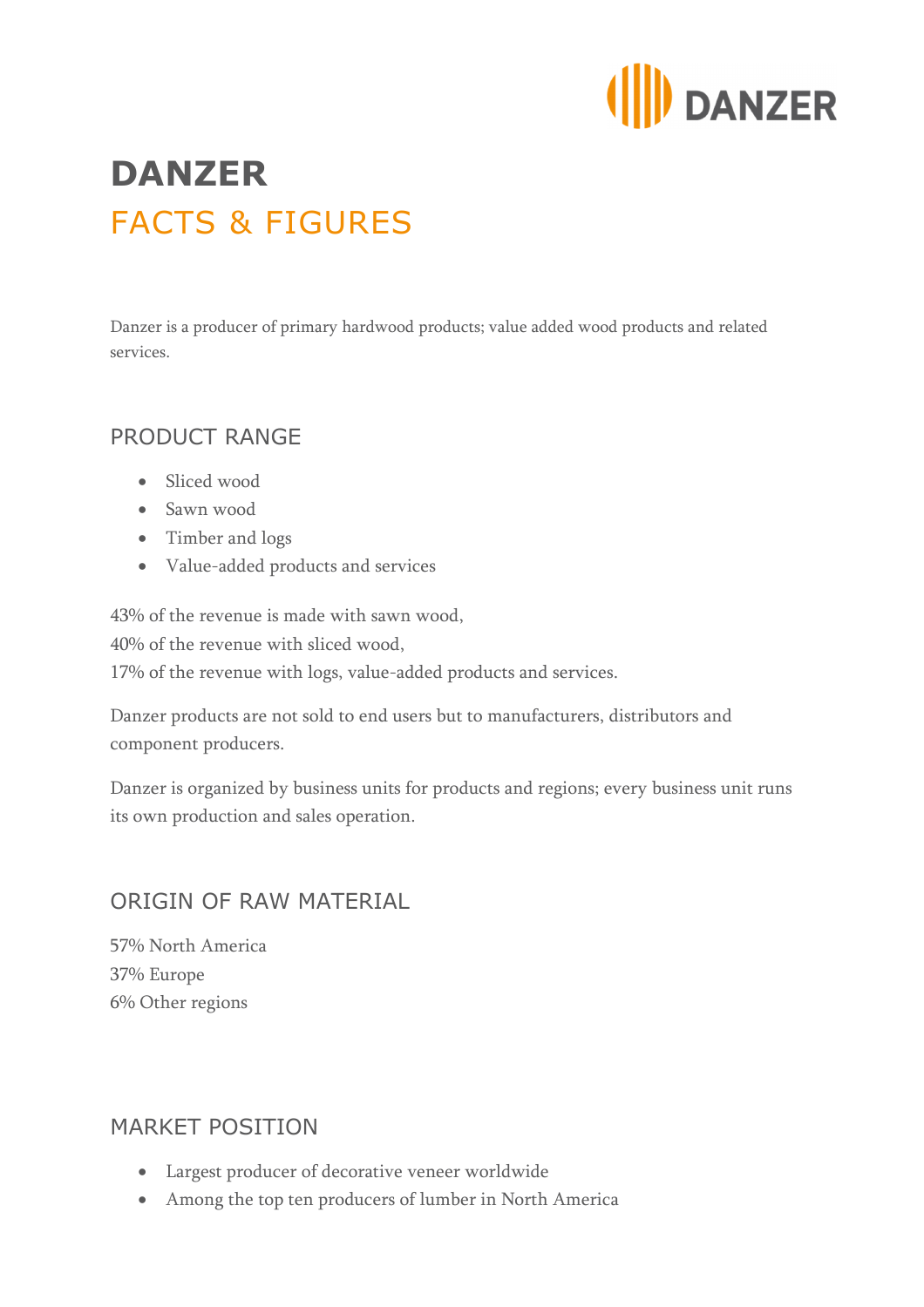# DANZER
## FACTS & FIGURES

Danzer is a producer of primary hardwood products; value added wood products and related services.

### PRODUCT RANGE

- Sliced wood
- Sawn wood
- Timber and logs
- Value-added products and services

43% of the revenue is made with sawn wood,
40% of the revenue with sliced wood,
17% of the revenue with logs, value-added products and services.

Danzer products are not sold to end users but to manufacturers, distributors and component producers.

Danzer is organized by business units for products and regions; every business unit runs its own production and sales operation.

### ORIGIN OF RAW MATERIAL

57% North America
37% Europe
6% Other regions

### MARKET POSITION

- Largest producer of decorative veneer worldwide
- Among the top ten producers of lumber in North America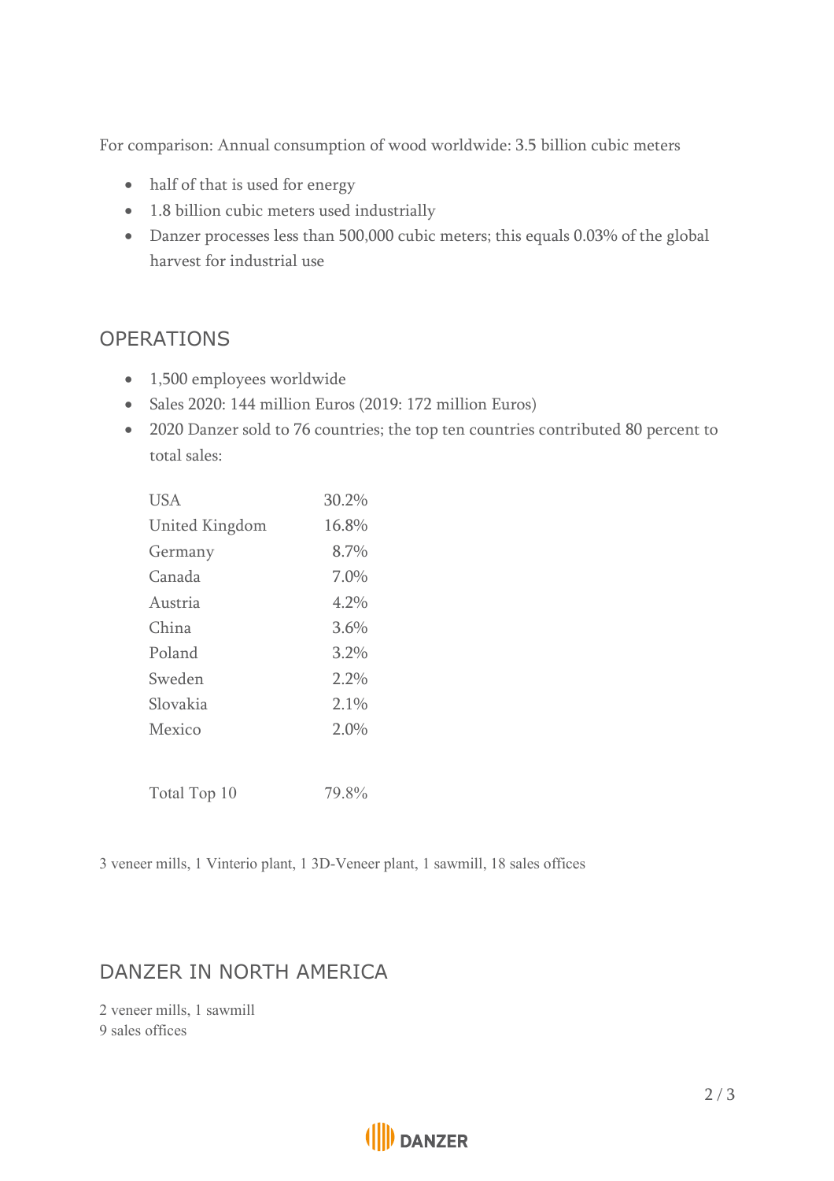For comparison: Annual consumption of wood worldwide: 3.5 billion cubic meters

- half of that is used for energy
- 1.8 billion cubic meters used industrially
- Danzer processes less than 500,000 cubic meters; this equals 0.03% of the global harvest for industrial use

## OPERATIONS

- 1,500 employees worldwide
- Sales 2020: 144 million Euros (2019: 172 million Euros)
- 2020 Danzer sold to 76 countries; the top ten countries contributed 80 percent to total sales:

| Country | Share |
|---|---|
| USA | 30.2% |
| United Kingdom | 16.8% |
| Germany | 8.7% |
| Canada | 7.0% |
| Austria | 4.2% |
| China | 3.6% |
| Poland | 3.2% |
| Sweden | 2.2% |
| Slovakia | 2.1% |
| Mexico | 2.0% |
| Total Top 10 | 79.8% |

3 veneer mills, 1 Vinterio plant, 1 3D-Veneer plant, 1 sawmill, 18 sales offices

## DANZER IN NORTH AMERICA

2 veneer mills, 1 sawmill
9 sales offices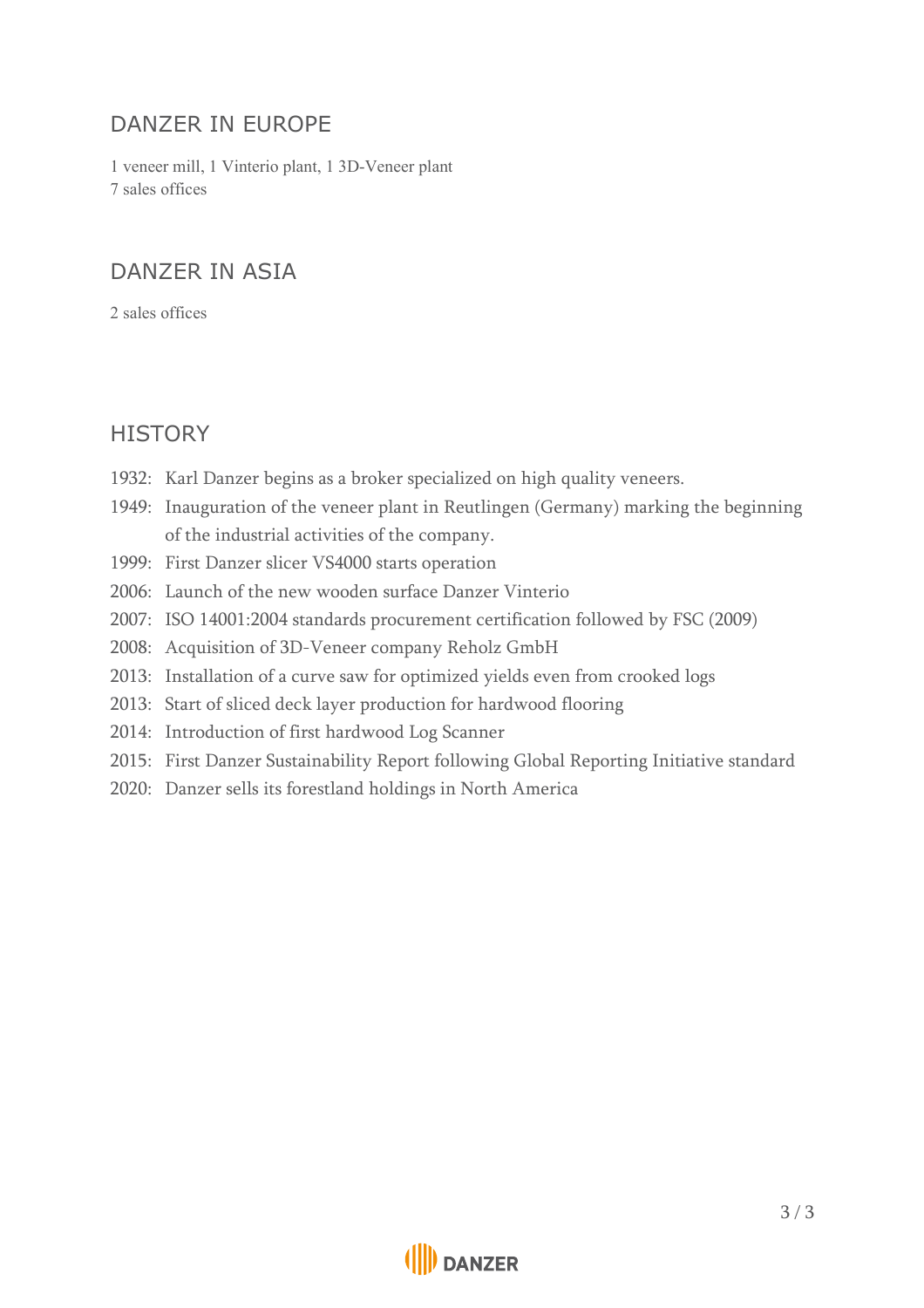## DANZER IN EUROPE

1 veneer mill, 1 Vinterio plant, 1 3D-Veneer plant
7 sales offices

## DANZER IN ASIA

2 sales offices

## HISTORY

- 1932: Karl Danzer begins as a broker specialized on high quality veneers.
- 1949: Inauguration of the veneer plant in Reutlingen (Germany) marking the beginning of the industrial activities of the company.
- 1999: First Danzer slicer VS4000 starts operation
- 2006: Launch of the new wooden surface Danzer Vinterio
- 2007: ISO 14001:2004 standards procurement certification followed by FSC (2009)
- 2008: Acquisition of 3D-Veneer company Reholz GmbH
- 2013: Installation of a curve saw for optimized yields even from crooked logs
- 2013: Start of sliced deck layer production for hardwood flooring
- 2014: Introduction of first hardwood Log Scanner
- 2015: First Danzer Sustainability Report following Global Reporting Initiative standard
- 2020: Danzer sells its forestland holdings in North America